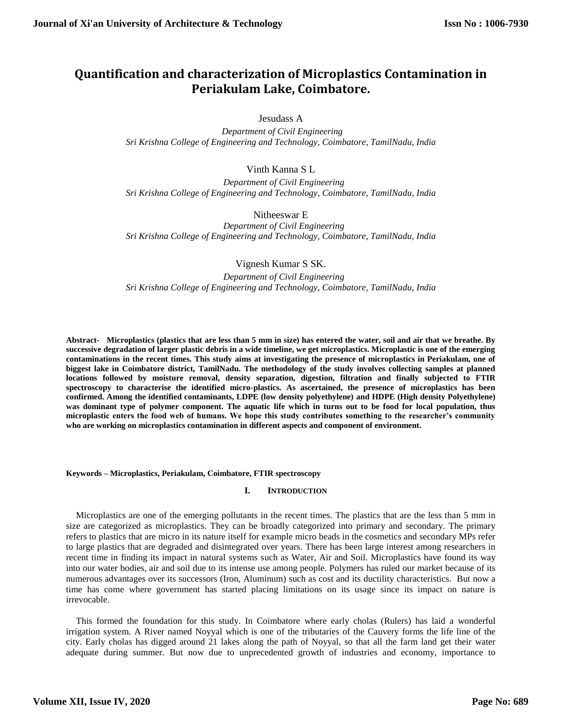# Quantification and characterization of Microplastics Contamination in Periakulam Lake, Coimbatore.

Jesudass A

*Department of Civil Engineering*
*Sri Krishna College of Engineering and Technology, Coimbatore, TamilNadu, India*

Vinth Kanna S L

*Department of Civil Engineering*
*Sri Krishna College of Engineering and Technology, Coimbatore, TamilNadu, India*

Nitheeswar E

*Department of Civil Engineering*
*Sri Krishna College of Engineering and Technology, Coimbatore, TamilNadu, India*

Vignesh Kumar S SK.

*Department of Civil Engineering*
*Sri Krishna College of Engineering and Technology, Coimbatore, TamilNadu, India*

**Abstract- Microplastics (plastics that are less than 5 mm in size) has entered the water, soil and air that we breathe. By successive degradation of larger plastic debris in a wide timeline, we get microplastics. Microplastic is one of the emerging contaminations in the recent times. This study aims at investigating the presence of microplastics in Periakulam, one of biggest lake in Coimbatore district, TamilNadu. The methodology of the study involves collecting samples at planned locations followed by moisture removal, density separation, digestion, filtration and finally subjected to FTIR spectroscopy to characterise the identified micro-plastics. As ascertained, the presence of microplastics has been confirmed. Among the identified contaminants, LDPE (low density polyethylene) and HDPE (High density Polyethylene) was dominant type of polymer component. The aquatic life which in turns out to be food for local population, thus microplastic enters the food web of humans. We hope this study contributes something to the researcher's community who are working on microplastics contamination in different aspects and component of environment.**

**Keywords – Microplastics, Periakulam, Coimbatore, FTIR spectroscopy**

## I. INTRODUCTION

Microplastics are one of the emerging pollutants in the recent times. The plastics that are the less than 5 mm in size are categorized as microplastics. They can be broadly categorized into primary and secondary. The primary refers to plastics that are micro in its nature itself for example micro beads in the cosmetics and secondary MPs refer to large plastics that are degraded and disintegrated over years. There has been large interest among researchers in recent time in finding its impact in natural systems such as Water, Air and Soil. Microplastics have found its way into our water bodies, air and soil due to its intense use among people. Polymers has ruled our market because of its numerous advantages over its successors (Iron, Aluminum) such as cost and its ductility characteristics. But now a time has come where government has started placing limitations on its usage since its impact on nature is irrevocable.

This formed the foundation for this study. In Coimbatore where early cholas (Rulers) has laid a wonderful irrigation system. A River named Noyyal which is one of the tributaries of the Cauvery forms the life line of the city. Early cholas has digged around 21 lakes along the path of Noyyal, so that all the farm land get their water adequate during summer. But now due to unprecedented growth of industries and economy, importance to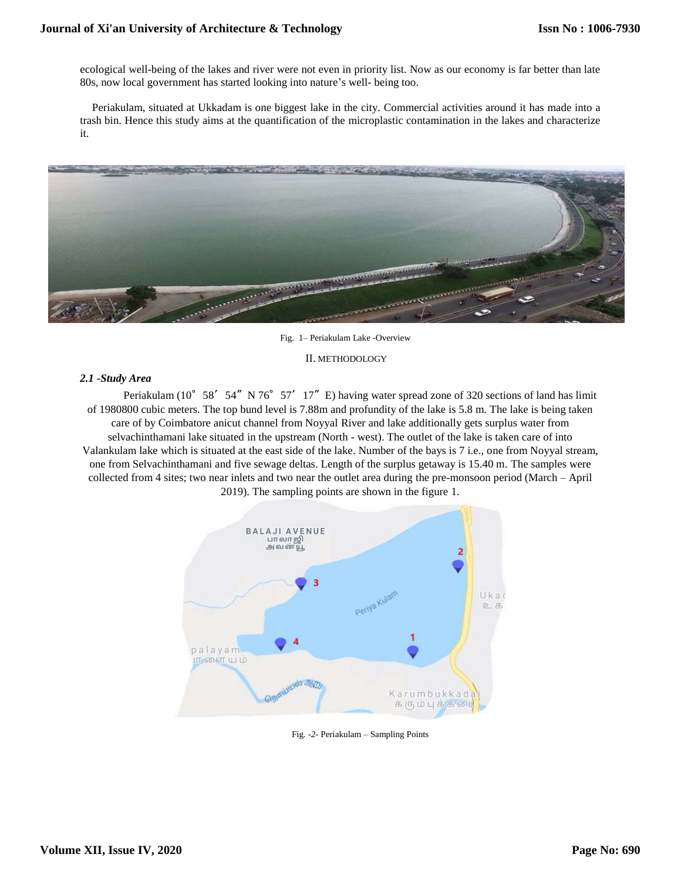ecological well-being of the lakes and river were not even in priority list. Now as our economy is far better than late 80s, now local government has started looking into nature's well- being too.

Periakulam, situated at Ukkadam is one biggest lake in the city. Commercial activities around it has made into a trash bin. Hence this study aims at the quantification of the microplastic contamination in the lakes and characterize it.

Fig. 1– Periakulam Lake -Overview

## II. METHODOLOGY

### *2.1 -Study Area*

Periakulam (10° 58′ 54″ N 76° 57′ 17″ E) having water spread zone of 320 sections of land has limit of 1980800 cubic meters. The top bund level is 7.88m and profundity of the lake is 5.8 m. The lake is being taken care of by Coimbatore anicut channel from Noyyal River and lake additionally gets surplus water from selvachinthamani lake situated in the upstream (North - west). The outlet of the lake is taken care of into Valankulam lake which is situated at the east side of the lake. Number of the bays is 7 i.e., one from Noyyal stream, one from Selvachinthamani and five sewage deltas. Length of the surplus getaway is 15.40 m. The samples were collected from 4 sites; two near inlets and two near the outlet area during the pre-monsoon period (March – April 2019). The sampling points are shown in the figure 1.

Fig. -2- Periakulam – Sampling Points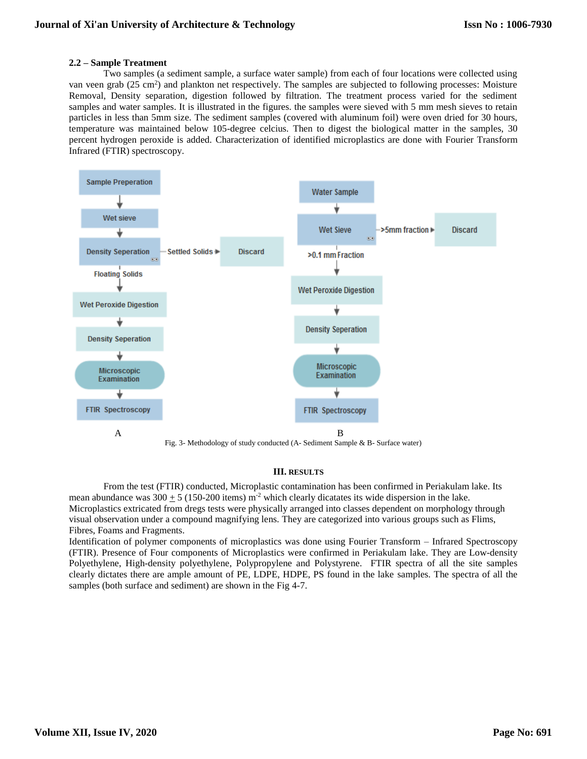**2.2 – Sample Treatment**

Two samples (a sediment sample, a surface water sample) from each of four locations were collected using van veen grab (25 $cm^2$) and plankton net respectively. The samples are subjected to following processes: Moisture Removal, Density separation, digestion followed by filtration. The treatment process varied for the sediment samples and water samples. It is illustrated in the figures. the samples were sieved with 5 mm mesh sieves to retain particles in less than 5mm size. The sediment samples (covered with aluminum foil) were oven dried for 30 hours, temperature was maintained below 105-degree celcius. Then to digest the biological matter in the samples, 30 percent hydrogen peroxide is added. Characterization of identified microplastics are done with Fourier Transform Infrared (FTIR) spectroscopy.

A: Sample Preperation → Wet sieve → Density Seperation (Settled Solids → Discard) → Floating Solids → Wet Peroxide Digestion → Density Seperation → Microscopic Examination → FTIR Spectroscopy

B: Water Sample → Wet Sieve (>5mm fraction → Discard) → >0.1 mm Fraction → Wet Peroxide Digestion → Density Seperation → Microscopic Examination → FTIR Spectroscopy

Fig. 3- Methodology of study conducted (A- Sediment Sample & B- Surface water)

## III. RESULTS

From the test (FTIR) conducted, Microplastic contamination has been confirmed in Periakulam lake. Its mean abundance was 300 $\pm$ 5 (150-200 items) $m^{-2}$ which clearly dicatates its wide dispersion in the lake. Microplastics extricated from dregs tests were physically arranged into classes dependent on morphology through visual observation under a compound magnifying lens. They are categorized into various groups such as Flims, Fibres, Foams and Fragments.

Identification of polymer components of microplastics was done using Fourier Transform – Infrared Spectroscopy (FTIR). Presence of Four components of Microplastics were confirmed in Periakulam lake. They are Low-density Polyethylene, High-density polyethylene, Polypropylene and Polystyrene. FTIR spectra of all the site samples clearly dictates there are ample amount of PE, LDPE, HDPE, PS found in the lake samples. The spectra of all the samples (both surface and sediment) are shown in the Fig 4-7.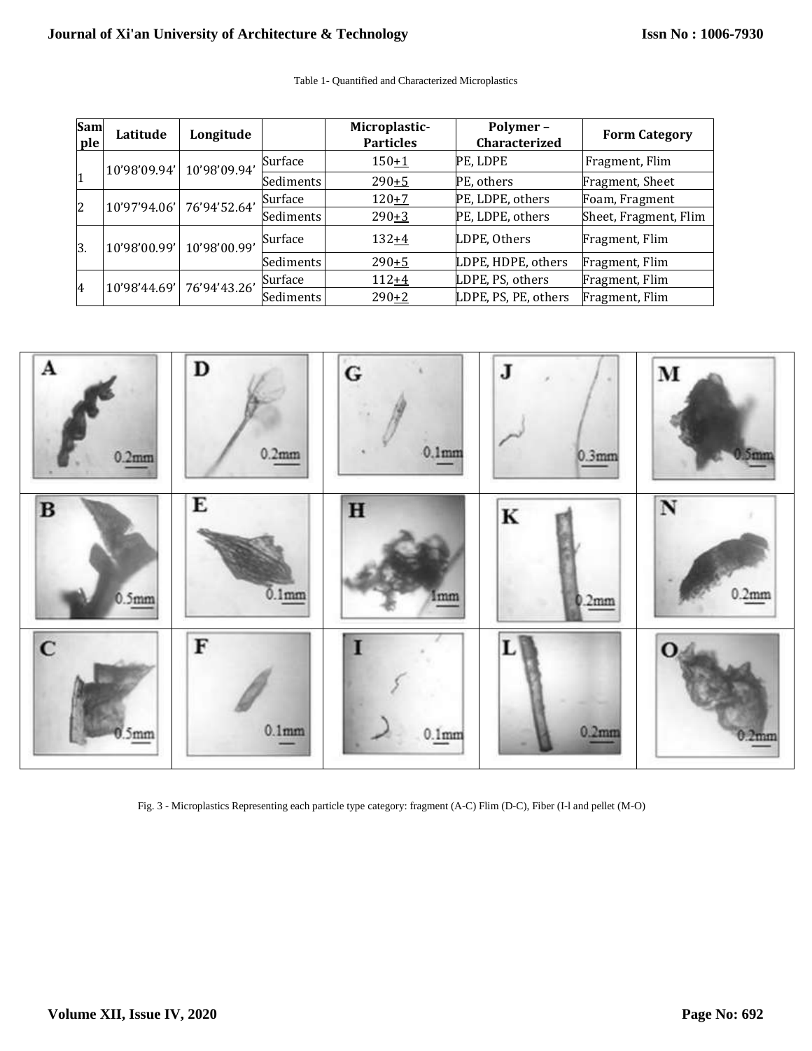Table 1- Quantified and Characterized Microplastics

| Sample | Latitude | Longitude | | Microplastic-Particles | Polymer – Characterized | Form Category |
|---|---|---|---|---|---|---|
| 1 | 10'98'09.94' | 10'98'09.94' | Surface | 150±1 | PE, LDPE | Fragment, Flim |
| | | | Sediments | 290±5 | PE, others | Fragment, Sheet |
| 2 | 10'97'94.06' | 76'94'52.64' | Surface | 120±7 | PE, LDPE, others | Foam, Fragment |
| | | | Sediments | 290±3 | PE, LDPE, others | Sheet, Fragment, Flim |
| 3. | 10'98'00.99' | 10'98'00.99' | Surface | 132±4 | LDPE, Others | Fragment, Flim |
| | | | Sediments | 290±5 | LDPE, HDPE, others | Fragment, Flim |
| 4 | 10'98'44.69' | 76'94'43.26' | Surface | 112±4 | LDPE, PS, others | Fragment, Flim |
| | | | Sediments | 290±2 | LDPE, PS, PE, others | Fragment, Flim |

Fig. 3 - Microplastics Representing each particle type category: fragment (A-C) Flim (D-C), Fiber (I-l and pellet (M-O)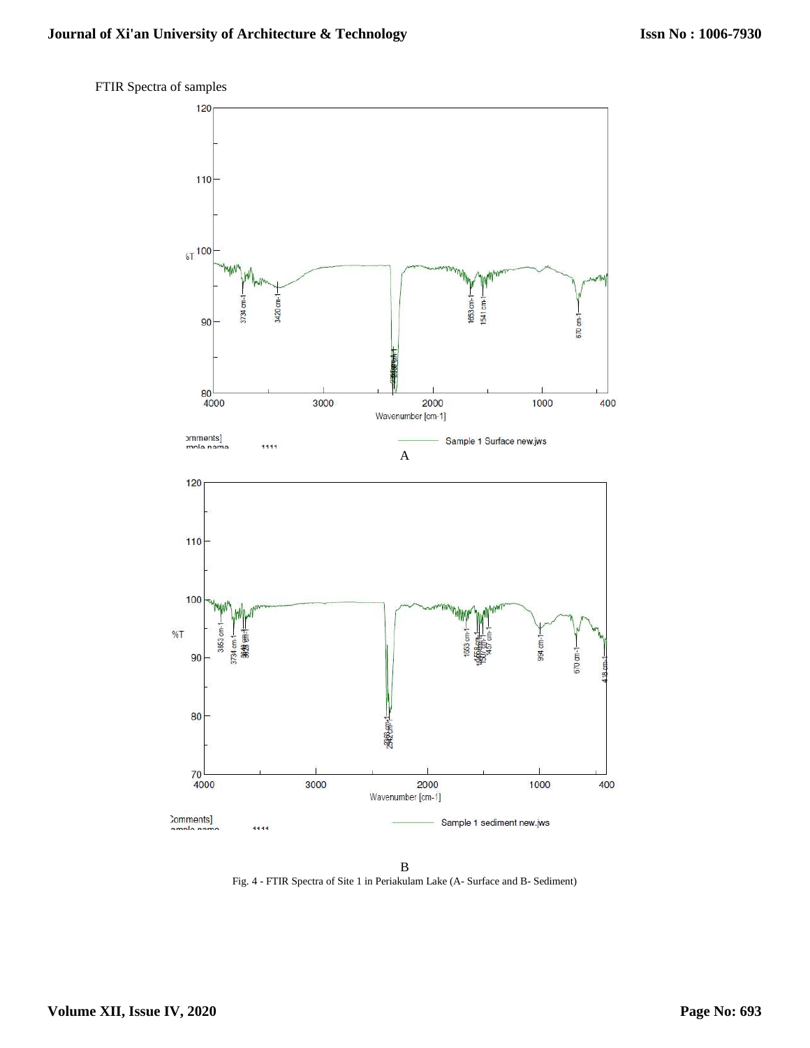FTIR Spectra of samples

A

B

Fig. 4 - FTIR Spectra of Site 1 in Periakulam Lake (A- Surface and B- Sediment)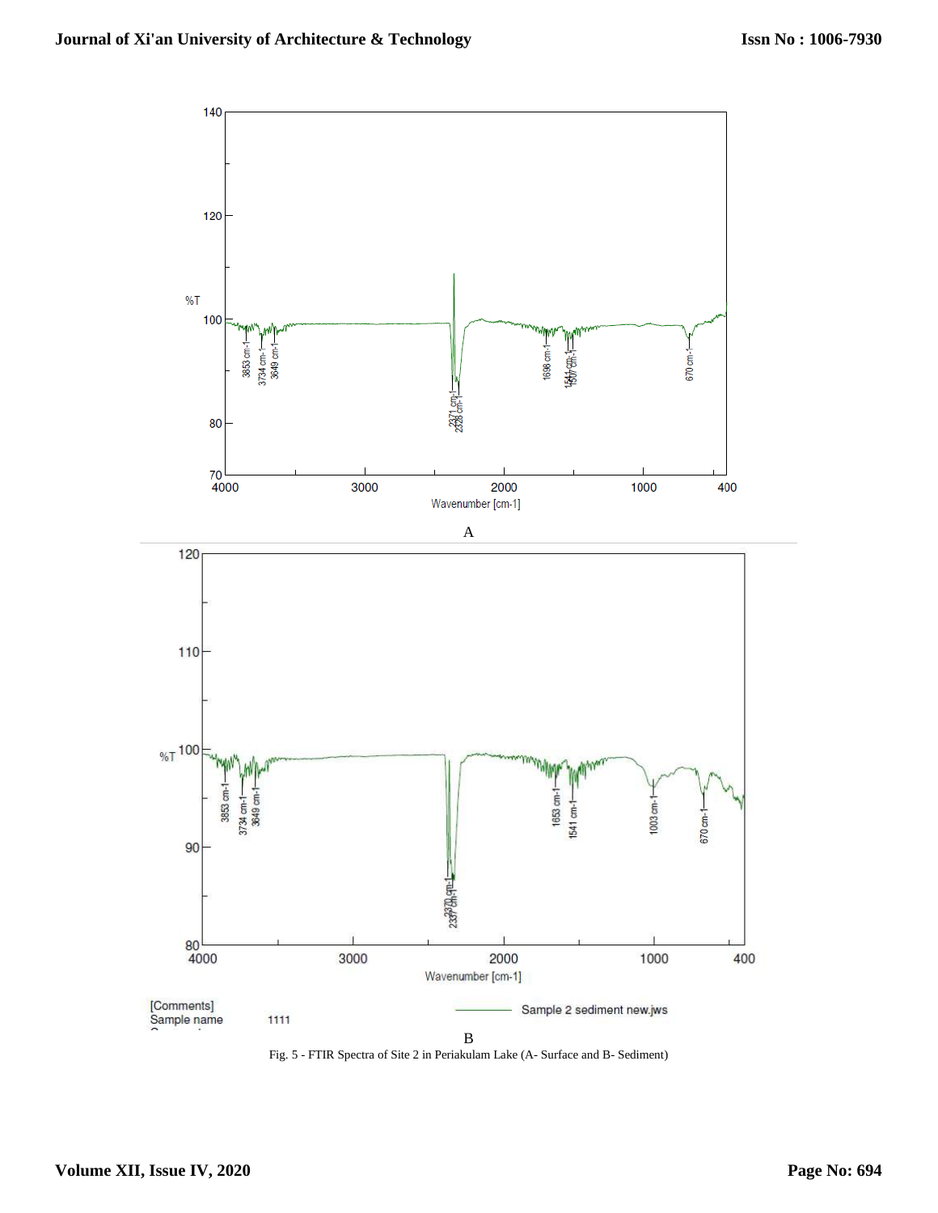A

B

Fig. 5 - FTIR Spectra of Site 2 in Periakulam Lake (A- Surface and B- Sediment)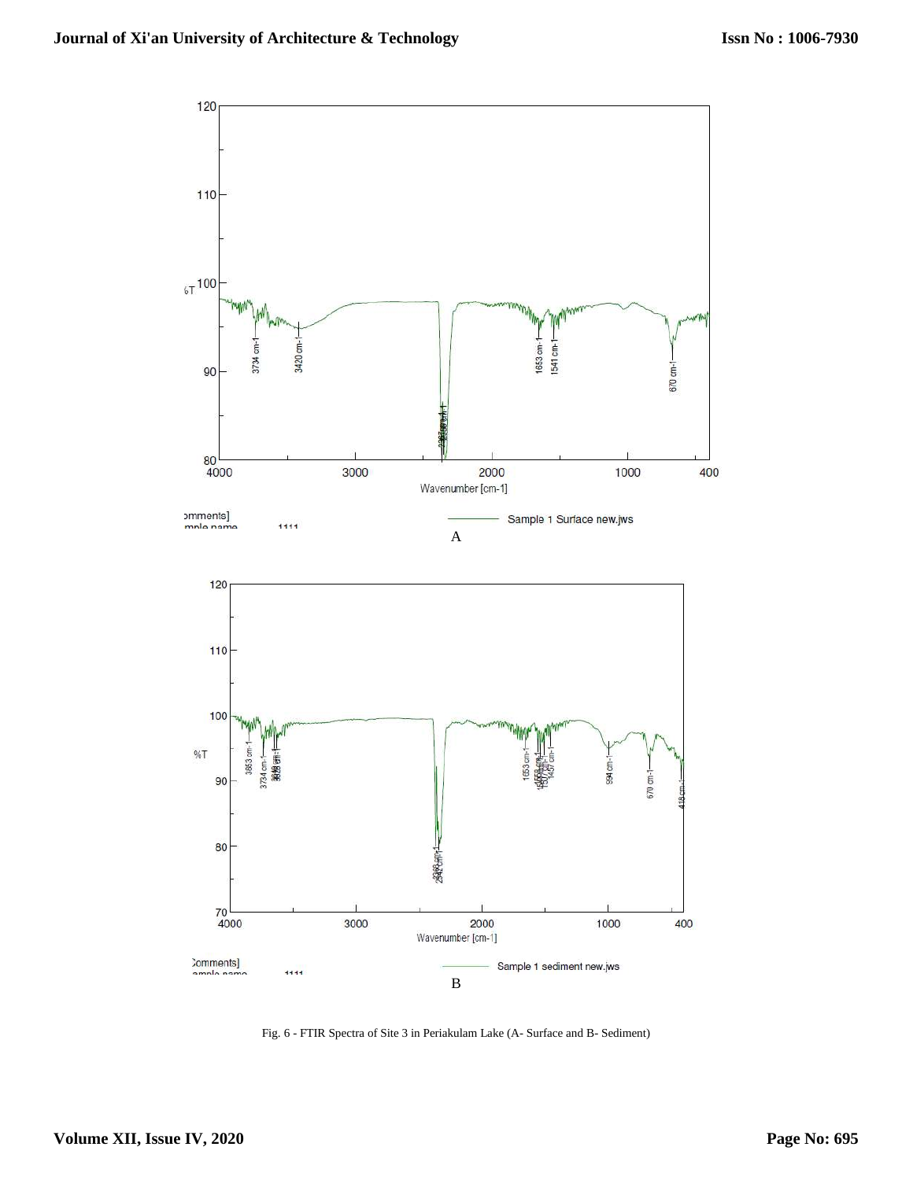A

B

Fig. 6 - FTIR Spectra of Site 3 in Periakulam Lake (A- Surface and B- Sediment)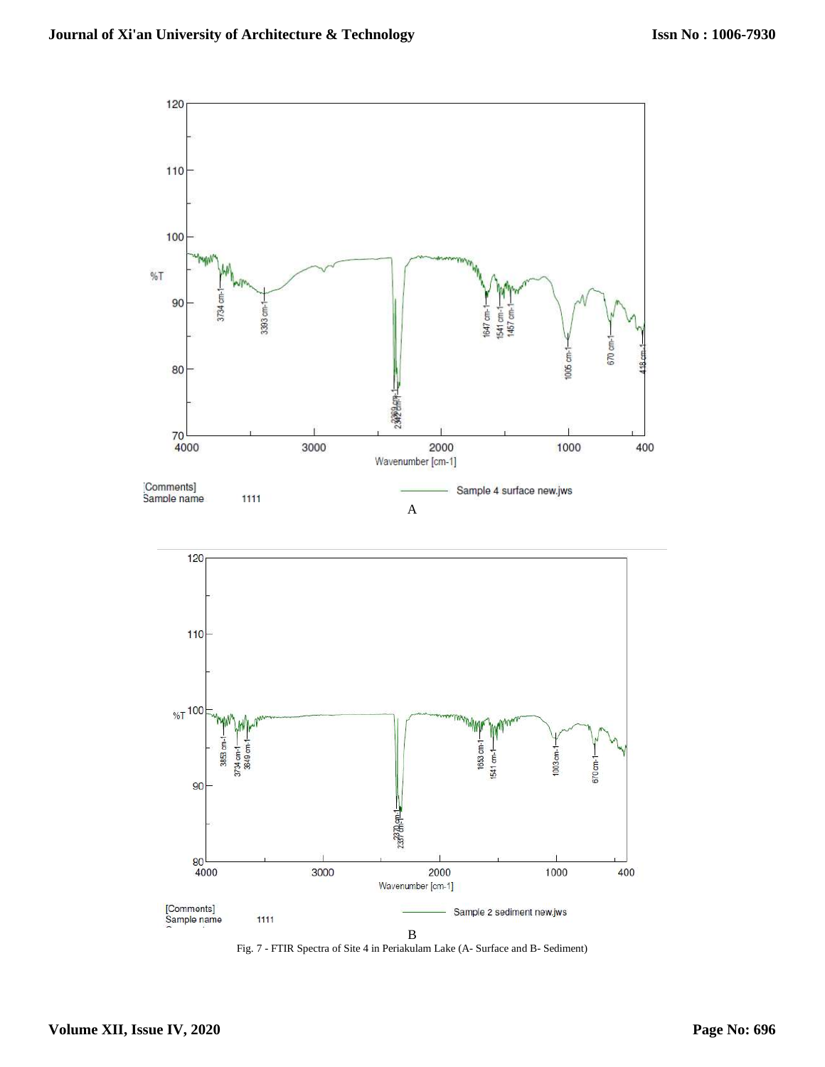A

B

Fig. 7 - FTIR Spectra of Site 4 in Periakulam Lake (A- Surface and B- Sediment)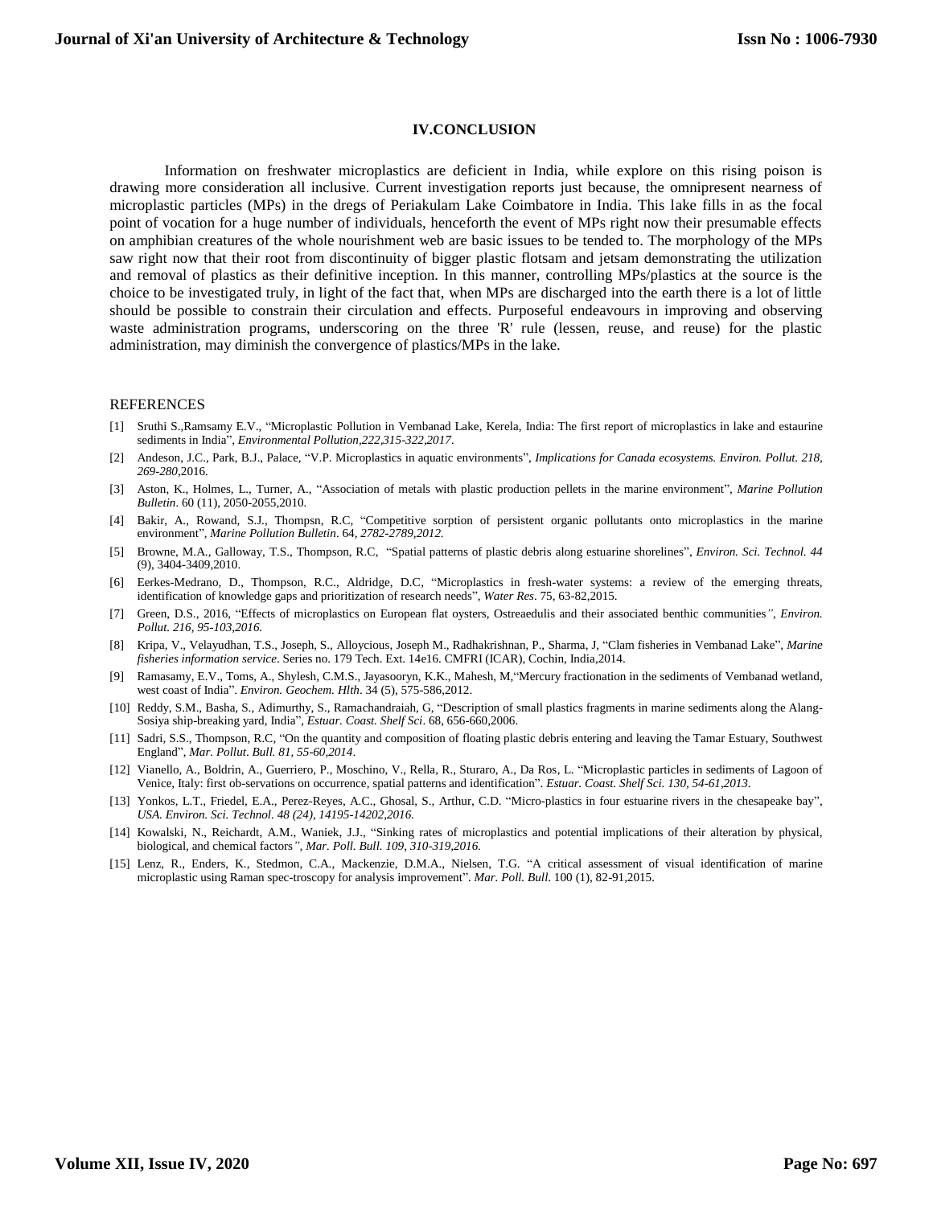## IV.CONCLUSION

Information on freshwater microplastics are deficient in India, while explore on this rising poison is drawing more consideration all inclusive. Current investigation reports just because, the omnipresent nearness of microplastic particles (MPs) in the dregs of Periakulam Lake Coimbatore in India. This lake fills in as the focal point of vocation for a huge number of individuals, henceforth the event of MPs right now their presumable effects on amphibian creatures of the whole nourishment web are basic issues to be tended to. The morphology of the MPs saw right now that their root from discontinuity of bigger plastic flotsam and jetsam demonstrating the utilization and removal of plastics as their definitive inception. In this manner, controlling MPs/plastics at the source is the choice to be investigated truly, in light of the fact that, when MPs are discharged into the earth there is a lot of little should be possible to constrain their circulation and effects. Purposeful endeavours in improving and observing waste administration programs, underscoring on the three 'R' rule (lessen, reuse, and reuse) for the plastic administration, may diminish the convergence of plastics/MPs in the lake.

## REFERENCES

[1] Sruthi S.,Ramsamy E.V., "Microplastic Pollution in Vembanad Lake, Kerela, India: The first report of microplastics in lake and estaurine sediments in India", *Environmental Pollution,222,315-322,2017*.

[2] Andeson, J.C., Park, B.J., Palace, "V.P. Microplastics in aquatic environments", *Implications for Canada ecosystems. Environ. Pollut. 218, 269-280*,2016.

[3] Aston, K., Holmes, L., Turner, A., "Association of metals with plastic production pellets in the marine environment", *Marine Pollution Bulletin*. 60 (11), 2050-2055,2010.

[4] Bakir, A., Rowand, S.J., Thompsn, R.C, "Competitive sorption of persistent organic pollutants onto microplastics in the marine environment", *Marine Pollution Bulletin*. 64, *2782-2789,2012.*

[5] Browne, M.A., Galloway, T.S., Thompson, R.C, "Spatial patterns of plastic debris along estuarine shorelines", *Environ. Sci. Technol. 44* (9), 3404-3409,2010.

[6] Eerkes-Medrano, D., Thompson, R.C., Aldridge, D.C, "Microplastics in fresh-water systems: a review of the emerging threats, identification of knowledge gaps and prioritization of research needs", *Water Res*. 75, 63-82,2015.

[7] Green, D.S., 2016, "Effects of microplastics on European flat oysters, Ostreaedulis and their associated benthic communities*", Environ. Pollut. 216, 95-103,2016.*

[8] Kripa, V., Velayudhan, T.S., Joseph, S., Alloycious, Joseph M., Radhakrishnan, P., Sharma, J, "Clam fisheries in Vembanad Lake", *Marine fisheries information service*. Series no. 179 Tech. Ext. 14e16. CMFRI (ICAR), Cochin, India,2014.

[9] Ramasamy, E.V., Toms, A., Shylesh, C.M.S., Jayasooryn, K.K., Mahesh, M,"Mercury fractionation in the sediments of Vembanad wetland, west coast of India". *Environ. Geochem. Hlth*. 34 (5), 575-586,2012.

[10] Reddy, S.M., Basha, S., Adimurthy, S., Ramachandraiah, G, "Description of small plastics fragments in marine sediments along the Alang-Sosiya ship-breaking yard, India", *Estuar. Coast. Shelf Sci*. 68, 656-660,2006.

[11] Sadri, S.S., Thompson, R.C, "On the quantity and composition of floating plastic debris entering and leaving the Tamar Estuary, Southwest England", *Mar. Pollut. Bull. 81, 55-60,2014*.

[12] Vianello, A., Boldrin, A., Guerriero, P., Moschino, V., Rella, R., Sturaro, A., Da Ros, L. "Microplastic particles in sediments of Lagoon of Venice, Italy: first ob-servations on occurrence, spatial patterns and identification". *Estuar. Coast. Shelf Sci. 130, 54-61,2013.*

[13] Yonkos, L.T., Friedel, E.A., Perez-Reyes, A.C., Ghosal, S., Arthur, C.D. "Micro-plastics in four estuarine rivers in the chesapeake bay", *USA. Environ. Sci. Technol. 48 (24), 14195-14202,2016.*

[14] Kowalski, N., Reichardt, A.M., Waniek, J.J., "Sinking rates of microplastics and potential implications of their alteration by physical, biological, and chemical factors*", Mar. Poll. Bull. 109, 310-319,2016.*

[15] Lenz, R., Enders, K., Stedmon, C.A., Mackenzie, D.M.A., Nielsen, T.G. "A critical assessment of visual identification of marine microplastic using Raman spec-troscopy for analysis improvement". *Mar. Poll. Bull*. 100 (1), 82-91,2015.